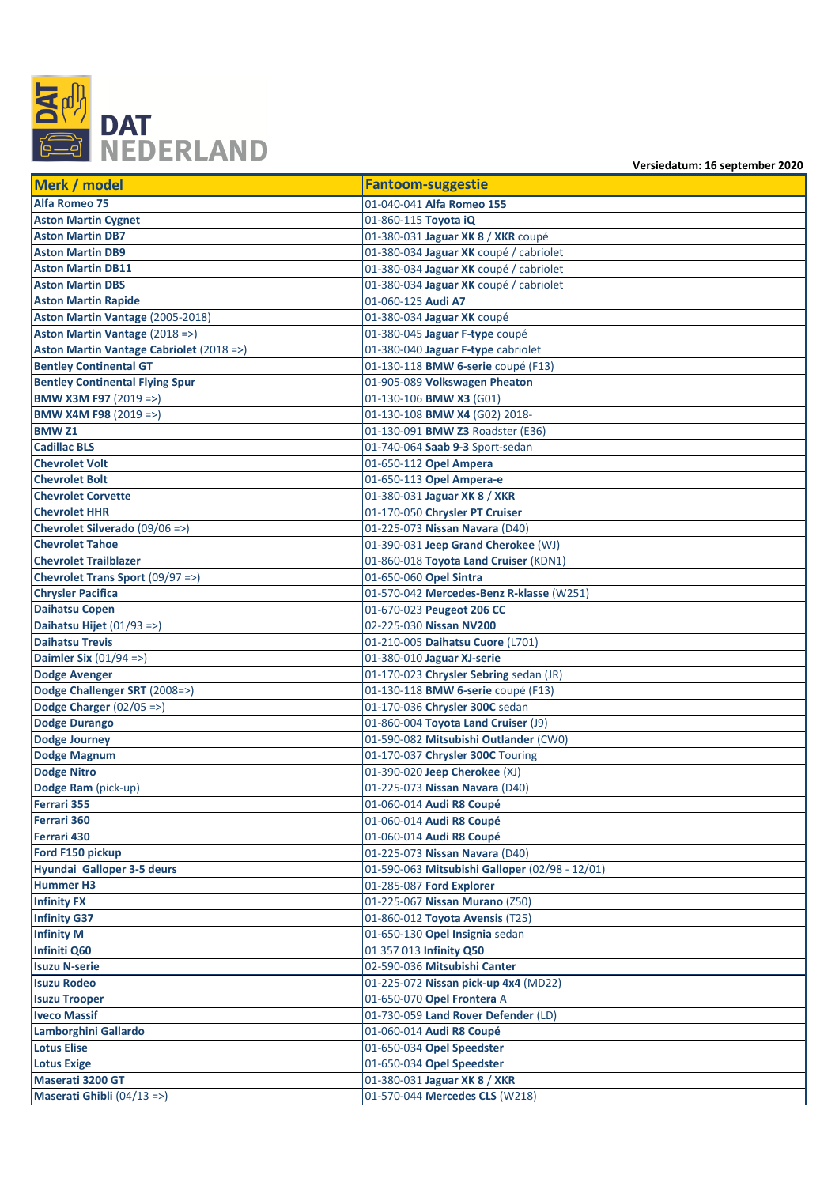# DAT NEDERLAND

**Versiedatum: 16 september 2020**

| Merk / model | Fantoom-suggestie |
|---|---|
| **Alfa Romeo 75** | 01-040-041 **Alfa Romeo 155** |
| **Aston Martin Cygnet** | 01-860-115 **Toyota iQ** |
| **Aston Martin DB7** | 01-380-031 **Jaguar XK 8** / **XKR** coupé |
| **Aston Martin DB9** | 01-380-034 **Jaguar XK** coupé / cabriolet |
| **Aston Martin DB11** | 01-380-034 **Jaguar XK** coupé / cabriolet |
| **Aston Martin DBS** | 01-380-034 **Jaguar XK** coupé / cabriolet |
| **Aston Martin Rapide** | 01-060-125 **Audi A7** |
| **Aston Martin Vantage** (2005-2018) | 01-380-034 **Jaguar XK** coupé |
| **Aston Martin Vantage** (2018 =>) | 01-380-045 **Jaguar F-type** coupé |
| **Aston Martin Vantage Cabriolet** (2018 =>) | 01-380-040 **Jaguar F-type** cabriolet |
| **Bentley Continental GT** | 01-130-118 **BMW 6-serie** coupé (F13) |
| **Bentley Continental Flying Spur** | 01-905-089 **Volkswagen Pheaton** |
| **BMW X3M F97** (2019 =>) | 01-130-106 **BMW X3** (G01) |
| **BMW X4M F98** (2019 =>) | 01-130-108 **BMW X4** (G02) 2018- |
| **BMW Z1** | 01-130-091 **BMW Z3** Roadster (E36) |
| **Cadillac BLS** | 01-740-064 **Saab 9-3** Sport-sedan |
| **Chevrolet Volt** | 01-650-112 **Opel Ampera** |
| **Chevrolet Bolt** | 01-650-113 **Opel Ampera-e** |
| **Chevrolet Corvette** | 01-380-031 **Jaguar XK 8** / **XKR** |
| **Chevrolet HHR** | 01-170-050 **Chrysler PT Cruiser** |
| **Chevrolet Silverado** (09/06 =>) | 01-225-073 **Nissan Navara** (D40) |
| **Chevrolet Tahoe** | 01-390-031 **Jeep Grand Cherokee** (WJ) |
| **Chevrolet Trailblazer** | 01-860-018 **Toyota Land Cruiser** (KDN1) |
| **Chevrolet Trans Sport** (09/97 =>) | 01-650-060 **Opel Sintra** |
| **Chrysler Pacifica** | 01-570-042 **Mercedes-Benz R-klasse** (W251) |
| **Daihatsu Copen** | 01-670-023 **Peugeot 206 CC** |
| **Daihatsu Hijet** (01/93 =>) | 02-225-030 **Nissan NV200** |
| **Daihatsu Trevis** | 01-210-005 **Daihatsu Cuore** (L701) |
| **Daimler Six** (01/94 =>) | 01-380-010 **Jaguar XJ-serie** |
| **Dodge Avenger** | 01-170-023 **Chrysler Sebring** sedan (JR) |
| **Dodge Challenger SRT** (2008=>) | 01-130-118 **BMW 6-serie** coupé (F13) |
| **Dodge Charger** (02/05 =>) | 01-170-036 **Chrysler 300C** sedan |
| **Dodge Durango** | 01-860-004 **Toyota Land Cruiser** (J9) |
| **Dodge Journey** | 01-590-082 **Mitsubishi Outlander** (CW0) |
| **Dodge Magnum** | 01-170-037 **Chrysler 300C** Touring |
| **Dodge Nitro** | 01-390-020 **Jeep Cherokee** (XJ) |
| **Dodge Ram** (pick-up) | 01-225-073 **Nissan Navara** (D40) |
| **Ferrari 355** | 01-060-014 **Audi R8 Coupé** |
| **Ferrari 360** | 01-060-014 **Audi R8 Coupé** |
| **Ferrari 430** | 01-060-014 **Audi R8 Coupé** |
| **Ford F150 pickup** | 01-225-073 **Nissan Navara** (D40) |
| **Hyundai Galloper 3-5 deurs** | 01-590-063 **Mitsubishi Galloper** (02/98 - 12/01) |
| **Hummer H3** | 01-285-087 **Ford Explorer** |
| **Infinity FX** | 01-225-067 **Nissan Murano** (Z50) |
| **Infinity G37** | 01-860-012 **Toyota Avensis** (T25) |
| **Infinity M** | 01-650-130 **Opel Insignia** sedan |
| **Infiniti Q60** | 01 357 013 **Infinity Q50** |
| **Isuzu N-serie** | 02-590-036 **Mitsubishi Canter** |
| **Isuzu Rodeo** | 01-225-072 **Nissan pick-up 4x4** (MD22) |
| **Isuzu Trooper** | 01-650-070 **Opel Frontera** A |
| **Iveco Massif** | 01-730-059 **Land Rover Defender** (LD) |
| **Lamborghini Gallardo** | 01-060-014 **Audi R8 Coupé** |
| **Lotus Elise** | 01-650-034 **Opel Speedster** |
| **Lotus Exige** | 01-650-034 **Opel Speedster** |
| **Maserati 3200 GT** | 01-380-031 **Jaguar XK 8** / **XKR** |
| **Maserati Ghibli** (04/13 =>) | 01-570-044 **Mercedes CLS** (W218) |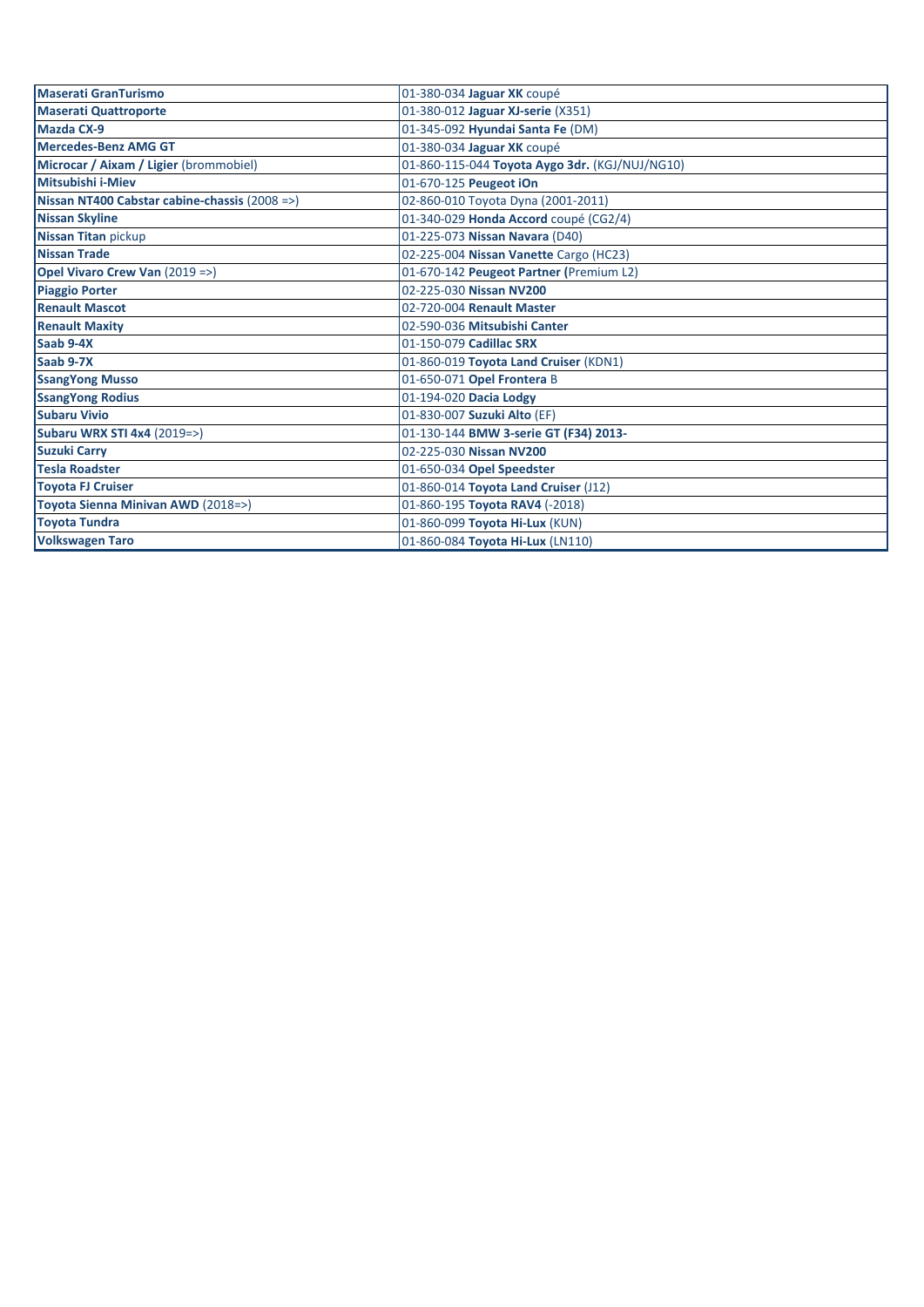| | |
|---|---|
| **Maserati GranTurismo** | 01-380-034 **Jaguar XK** coupé |
| **Maserati Quattroporte** | 01-380-012 **Jaguar XJ-serie** (X351) |
| **Mazda CX-9** | 01-345-092 **Hyundai Santa Fe** (DM) |
| **Mercedes-Benz AMG GT** | 01-380-034 **Jaguar XK** coupé |
| **Microcar / Aixam / Ligier** (brommobiel) | 01-860-115-044 **Toyota Aygo 3dr.** (KGJ/NUJ/NG10) |
| **Mitsubishi i-Miev** | 01-670-125 **Peugeot iOn** |
| **Nissan NT400 Cabstar cabine-chassis** (2008 =>) | 02-860-010 Toyota Dyna (2001-2011) |
| **Nissan Skyline** | 01-340-029 **Honda Accord** coupé (CG2/4) |
| **Nissan Titan** pickup | 01-225-073 **Nissan Navara** (D40) |
| **Nissan Trade** | 02-225-004 **Nissan Vanette** Cargo (HC23) |
| **Opel Vivaro Crew Van** (2019 =>) | 01-670-142 **Peugeot Partner (**Premium L2) |
| **Piaggio Porter** | 02-225-030 **Nissan NV200** |
| **Renault Mascot** | 02-720-004 **Renault Master** |
| **Renault Maxity** | 02-590-036 **Mitsubishi Canter** |
| **Saab 9-4X** | 01-150-079 **Cadillac SRX** |
| **Saab 9-7X** | 01-860-019 **Toyota Land Cruiser** (KDN1) |
| **SsangYong Musso** | 01-650-071 **Opel Frontera** B |
| **SsangYong Rodius** | 01-194-020 **Dacia Lodgy** |
| **Subaru Vivio** | 01-830-007 **Suzuki Alto** (EF) |
| **Subaru WRX STI 4x4** (2019=>) | 01-130-144 **BMW 3-serie GT (F34) 2013-** |
| **Suzuki Carry** | 02-225-030 **Nissan NV200** |
| **Tesla Roadster** | 01-650-034 **Opel Speedster** |
| **Toyota FJ Cruiser** | 01-860-014 **Toyota Land Cruiser** (J12) |
| **Toyota Sienna Minivan AWD** (2018=>) | 01-860-195 **Toyota RAV4** (-2018) |
| **Toyota Tundra** | 01-860-099 **Toyota Hi-Lux** (KUN) |
| **Volkswagen Taro** | 01-860-084 **Toyota Hi-Lux** (LN110) |